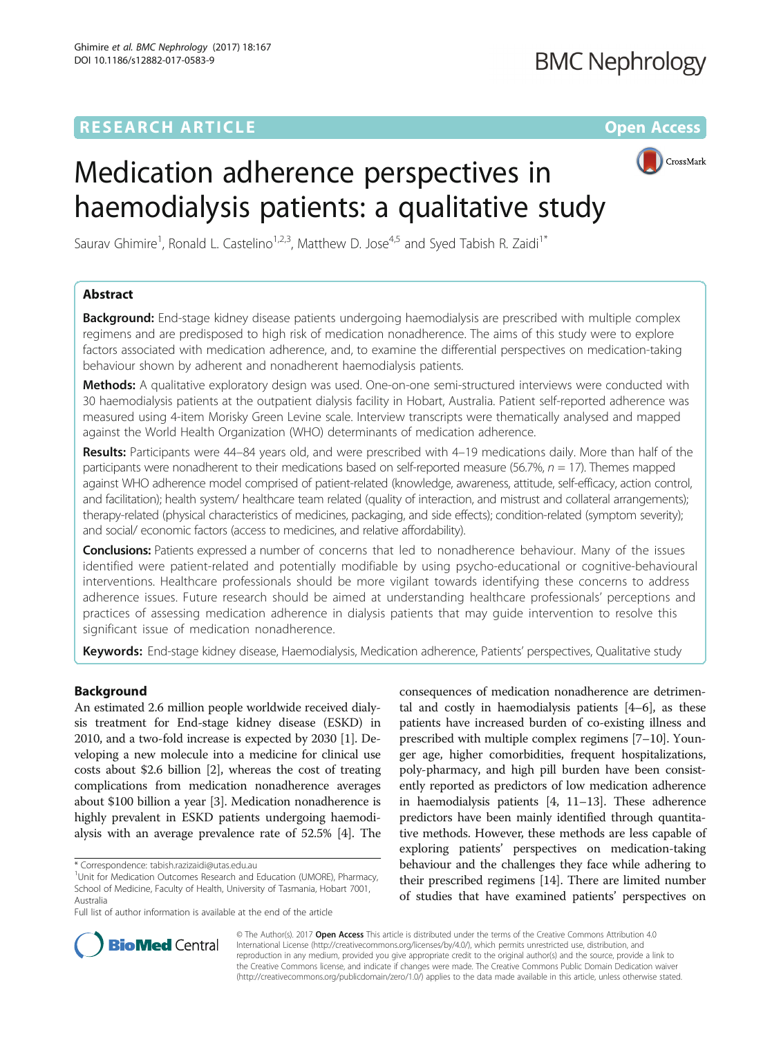RESEARCH ARTICLE

Open Access

# Medication adherence perspectives in haemodialysis patients: a qualitative study

Saurav Ghimire[1], Ronald L. Castelino[1,2,3], Matthew D. Jose[4,5] and Syed Tabish R. Zaidi[1*]

## Abstract

**Background:** End-stage kidney disease patients undergoing haemodialysis are prescribed with multiple complex regimens and are predisposed to high risk of medication nonadherence. The aims of this study were to explore factors associated with medication adherence, and, to examine the differential perspectives on medication-taking behaviour shown by adherent and nonadherent haemodialysis patients.

**Methods:** A qualitative exploratory design was used. One-on-one semi-structured interviews were conducted with 30 haemodialysis patients at the outpatient dialysis facility in Hobart, Australia. Patient self-reported adherence was measured using 4-item Morisky Green Levine scale. Interview transcripts were thematically analysed and mapped against the World Health Organization (WHO) determinants of medication adherence.

**Results:** Participants were 44–84 years old, and were prescribed with 4–19 medications daily. More than half of the participants were nonadherent to their medications based on self-reported measure (56.7%, $n = 17$). Themes mapped against WHO adherence model comprised of patient-related (knowledge, awareness, attitude, self-efficacy, action control, and facilitation); health system/ healthcare team related (quality of interaction, and mistrust and collateral arrangements); therapy-related (physical characteristics of medicines, packaging, and side effects); condition-related (symptom severity); and social/ economic factors (access to medicines, and relative affordability).

**Conclusions:** Patients expressed a number of concerns that led to nonadherence behaviour. Many of the issues identified were patient-related and potentially modifiable by using psycho-educational or cognitive-behavioural interventions. Healthcare professionals should be more vigilant towards identifying these concerns to address adherence issues. Future research should be aimed at understanding healthcare professionals' perceptions and practices of assessing medication adherence in dialysis patients that may guide intervention to resolve this significant issue of medication nonadherence.

**Keywords:** End-stage kidney disease, Haemodialysis, Medication adherence, Patients' perspectives, Qualitative study

## Background

An estimated 2.6 million people worldwide received dialysis treatment for End-stage kidney disease (ESKD) in 2010, and a two-fold increase is expected by 2030 [1]. Developing a new molecule into a medicine for clinical use costs about $2.6 billion [2], whereas the cost of treating complications from medication nonadherence averages about $100 billion a year [3]. Medication nonadherence is highly prevalent in ESKD patients undergoing haemodialysis with an average prevalence rate of 52.5% [4]. The consequences of medication nonadherence are detrimental and costly in haemodialysis patients [4–6], as these patients have increased burden of co-existing illness and prescribed with multiple complex regimens [7–10]. Younger age, higher comorbidities, frequent hospitalizations, poly-pharmacy, and high pill burden have been consistently reported as predictors of low medication adherence in haemodialysis patients [4, 11–13]. These adherence predictors have been mainly identified through quantitative methods. However, these methods are less capable of exploring patients' perspectives on medication-taking behaviour and the challenges they face while adhering to their prescribed regimens [14]. There are limited number of studies that have examined patients' perspectives on

* Correspondence: tabish.razizaidi@utas.edu.au
[1]Unit for Medication Outcomes Research and Education (UMORE), Pharmacy, School of Medicine, Faculty of Health, University of Tasmania, Hobart 7001, Australia
Full list of author information is available at the end of the article

© The Author(s). 2017 **Open Access** This article is distributed under the terms of the Creative Commons Attribution 4.0 International License (http://creativecommons.org/licenses/by/4.0/), which permits unrestricted use, distribution, and reproduction in any medium, provided you give appropriate credit to the original author(s) and the source, provide a link to the Creative Commons license, and indicate if changes were made. The Creative Commons Public Domain Dedication waiver (http://creativecommons.org/publicdomain/zero/1.0/) applies to the data made available in this article, unless otherwise stated.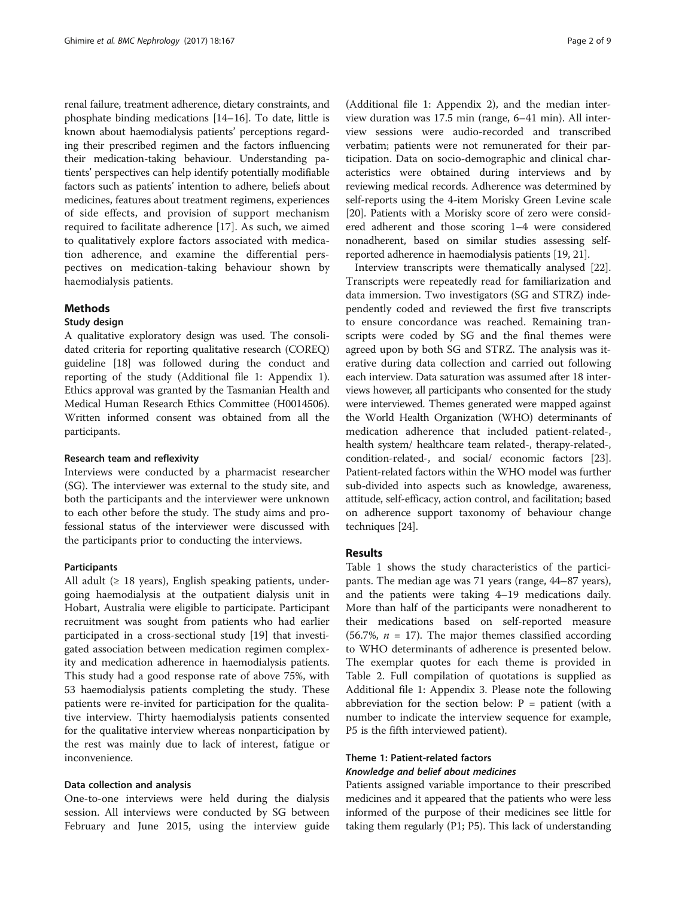renal failure, treatment adherence, dietary constraints, and phosphate binding medications [14–16]. To date, little is known about haemodialysis patients' perceptions regarding their prescribed regimen and the factors influencing their medication-taking behaviour. Understanding patients' perspectives can help identify potentially modifiable factors such as patients' intention to adhere, beliefs about medicines, features about treatment regimens, experiences of side effects, and provision of support mechanism required to facilitate adherence [17]. As such, we aimed to qualitatively explore factors associated with medication adherence, and examine the differential perspectives on medication-taking behaviour shown by haemodialysis patients.

## Methods

### Study design

A qualitative exploratory design was used. The consolidated criteria for reporting qualitative research (COREQ) guideline [18] was followed during the conduct and reporting of the study (Additional file 1: Appendix 1). Ethics approval was granted by the Tasmanian Health and Medical Human Research Ethics Committee (H0014506). Written informed consent was obtained from all the participants.

#### Research team and reflexivity

Interviews were conducted by a pharmacist researcher (SG). The interviewer was external to the study site, and both the participants and the interviewer were unknown to each other before the study. The study aims and professional status of the interviewer were discussed with the participants prior to conducting the interviews.

#### Participants

All adult (≥ 18 years), English speaking patients, undergoing haemodialysis at the outpatient dialysis unit in Hobart, Australia were eligible to participate. Participant recruitment was sought from patients who had earlier participated in a cross-sectional study [19] that investigated association between medication regimen complexity and medication adherence in haemodialysis patients. This study had a good response rate of above 75%, with 53 haemodialysis patients completing the study. These patients were re-invited for participation for the qualitative interview. Thirty haemodialysis patients consented for the qualitative interview whereas nonparticipation by the rest was mainly due to lack of interest, fatigue or inconvenience.

#### Data collection and analysis

One-to-one interviews were held during the dialysis session. All interviews were conducted by SG between February and June 2015, using the interview guide (Additional file 1: Appendix 2), and the median interview duration was 17.5 min (range, 6–41 min). All interview sessions were audio-recorded and transcribed verbatim; patients were not remunerated for their participation. Data on socio-demographic and clinical characteristics were obtained during interviews and by reviewing medical records. Adherence was determined by self-reports using the 4-item Morisky Green Levine scale [20]. Patients with a Morisky score of zero were considered adherent and those scoring 1–4 were considered nonadherent, based on similar studies assessing self-reported adherence in haemodialysis patients [19, 21].

Interview transcripts were thematically analysed [22]. Transcripts were repeatedly read for familiarization and data immersion. Two investigators (SG and STRZ) independently coded and reviewed the first five transcripts to ensure concordance was reached. Remaining transcripts were coded by SG and the final themes were agreed upon by both SG and STRZ. The analysis was iterative during data collection and carried out following each interview. Data saturation was assumed after 18 interviews however, all participants who consented for the study were interviewed. Themes generated were mapped against the World Health Organization (WHO) determinants of medication adherence that included patient-related-, health system/ healthcare team related-, therapy-related-, condition-related-, and social/ economic factors [23]. Patient-related factors within the WHO model was further sub-divided into aspects such as knowledge, awareness, attitude, self-efficacy, action control, and facilitation; based on adherence support taxonomy of behaviour change techniques [24].

## Results

Table 1 shows the study characteristics of the participants. The median age was 71 years (range, 44–87 years), and the patients were taking 4–19 medications daily. More than half of the participants were nonadherent to their medications based on self-reported measure (56.7%, $n = 17$). The major themes classified according to WHO determinants of adherence is presented below. The exemplar quotes for each theme is provided in Table 2. Full compilation of quotations is supplied as Additional file 1: Appendix 3. Please note the following abbreviation for the section below: P = patient (with a number to indicate the interview sequence for example, P5 is the fifth interviewed patient).

### Theme 1: Patient-related factors

#### *Knowledge and belief about medicines*

Patients assigned variable importance to their prescribed medicines and it appeared that the patients who were less informed of the purpose of their medicines see little for taking them regularly (P1; P5). This lack of understanding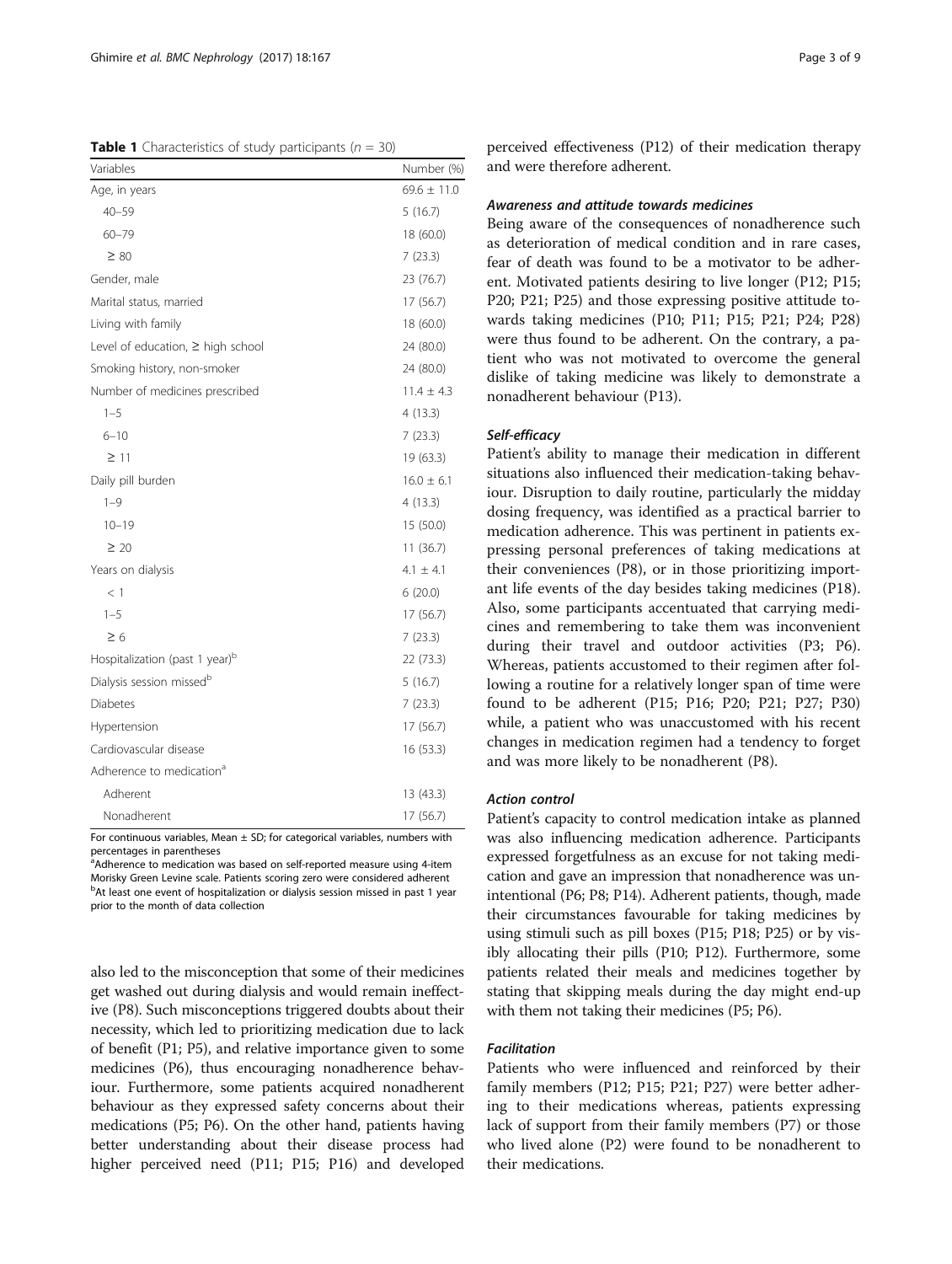**Table 1** Characteristics of study participants ($n = 30$)

| Variables | Number (%) |
|---|---|
| Age, in years | 69.6 ± 11.0 |
| 40–59 | 5 (16.7) |
| 60–79 | 18 (60.0) |
| ≥ 80 | 7 (23.3) |
| Gender, male | 23 (76.7) |
| Marital status, married | 17 (56.7) |
| Living with family | 18 (60.0) |
| Level of education, ≥ high school | 24 (80.0) |
| Smoking history, non-smoker | 24 (80.0) |
| Number of medicines prescribed | 11.4 ± 4.3 |
| 1–5 | 4 (13.3) |
| 6–10 | 7 (23.3) |
| ≥ 11 | 19 (63.3) |
| Daily pill burden | 16.0 ± 6.1 |
| 1–9 | 4 (13.3) |
| 10–19 | 15 (50.0) |
| ≥ 20 | 11 (36.7) |
| Years on dialysis | 4.1 ± 4.1 |
| < 1 | 6 (20.0) |
| 1–5 | 17 (56.7) |
| ≥ 6 | 7 (23.3) |
| Hospitalization (past 1 year)[b] | 22 (73.3) |
| Dialysis session missed[b] | 5 (16.7) |
| Diabetes | 7 (23.3) |
| Hypertension | 17 (56.7) |
| Cardiovascular disease | 16 (53.3) |
| Adherence to medication[a] | |
| Adherent | 13 (43.3) |
| Nonadherent | 17 (56.7) |

For continuous variables, Mean ± SD; for categorical variables, numbers with percentages in parentheses

[a]Adherence to medication was based on self-reported measure using 4-item Morisky Green Levine scale. Patients scoring zero were considered adherent

[b]At least one event of hospitalization or dialysis session missed in past 1 year prior to the month of data collection

also led to the misconception that some of their medicines get washed out during dialysis and would remain ineffective (P8). Such misconceptions triggered doubts about their necessity, which led to prioritizing medication due to lack of benefit (P1; P5), and relative importance given to some medicines (P6), thus encouraging nonadherence behaviour. Furthermore, some patients acquired nonadherent behaviour as they expressed safety concerns about their medications (P5; P6). On the other hand, patients having better understanding about their disease process had higher perceived need (P11; P15; P16) and developed perceived effectiveness (P12) of their medication therapy and were therefore adherent.

#### *Awareness and attitude towards medicines*

Being aware of the consequences of nonadherence such as deterioration of medical condition and in rare cases, fear of death was found to be a motivator to be adherent. Motivated patients desiring to live longer (P12; P15; P20; P21; P25) and those expressing positive attitude towards taking medicines (P10; P11; P15; P21; P24; P28) were thus found to be adherent. On the contrary, a patient who was not motivated to overcome the general dislike of taking medicine was likely to demonstrate a nonadherent behaviour (P13).

#### *Self-efficacy*

Patient's ability to manage their medication in different situations also influenced their medication-taking behaviour. Disruption to daily routine, particularly the midday dosing frequency, was identified as a practical barrier to medication adherence. This was pertinent in patients expressing personal preferences of taking medications at their conveniences (P8), or in those prioritizing important life events of the day besides taking medicines (P18). Also, some participants accentuated that carrying medicines and remembering to take them was inconvenient during their travel and outdoor activities (P3; P6). Whereas, patients accustomed to their regimen after following a routine for a relatively longer span of time were found to be adherent (P15; P16; P20; P21; P27; P30) while, a patient who was unaccustomed with his recent changes in medication regimen had a tendency to forget and was more likely to be nonadherent (P8).

#### *Action control*

Patient's capacity to control medication intake as planned was also influencing medication adherence. Participants expressed forgetfulness as an excuse for not taking medication and gave an impression that nonadherence was unintentional (P6; P8; P14). Adherent patients, though, made their circumstances favourable for taking medicines by using stimuli such as pill boxes (P15; P18; P25) or by visibly allocating their pills (P10; P12). Furthermore, some patients related their meals and medicines together by stating that skipping meals during the day might end-up with them not taking their medicines (P5; P6).

#### *Facilitation*

Patients who were influenced and reinforced by their family members (P12; P15; P21; P27) were better adhering to their medications whereas, patients expressing lack of support from their family members (P7) or those who lived alone (P2) were found to be nonadherent to their medications.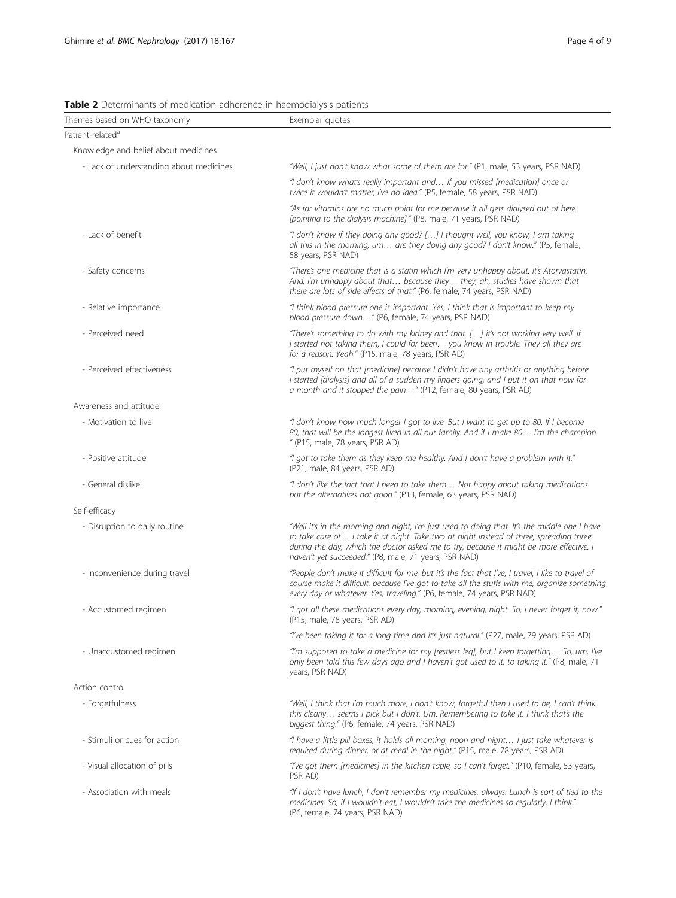**Table 2** Determinants of medication adherence in haemodialysis patients

| Themes based on WHO taxonomy | Exemplar quotes |
| --- | --- |
| Patient-related[a] | |
| Knowledge and belief about medicines | |
| - Lack of understanding about medicines | *"Well, I just don't know what some of them are for."* (P1, male, 53 years, PSR NAD) |
| | *"I don't know what's really important and… if you missed [medication] once or twice it wouldn't matter, I've no idea."* (P5, female, 58 years, PSR NAD) |
| | *"As far vitamins are no much point for me because it all gets dialysed out of here [pointing to the dialysis machine]."* (P8, male, 71 years, PSR NAD) |
| - Lack of benefit | *"I don't know if they doing any good? […] I thought well, you know, I am taking all this in the morning, um… are they doing any good? I don't know."* (P5, female, 58 years, PSR NAD) |
| - Safety concerns | *"There's one medicine that is a statin which I'm very unhappy about. It's Atorvastatin. And, I'm unhappy about that… because they… they, ah, studies have shown that there are lots of side effects of that."* (P6, female, 74 years, PSR NAD) |
| - Relative importance | *"I think blood pressure one is important. Yes, I think that is important to keep my blood pressure down…"* (P6, female, 74 years, PSR NAD) |
| - Perceived need | *"There's something to do with my kidney and that. […] it's not working very well. If I started not taking them, I could for been… you know in trouble. They all they are for a reason. Yeah."* (P15, male, 78 years, PSR AD) |
| - Perceived effectiveness | *"I put myself on that [medicine] because I didn't have any arthritis or anything before I started [dialysis] and all of a sudden my fingers going, and I put it on that now for a month and it stopped the pain…"* (P12, female, 80 years, PSR AD) |
| Awareness and attitude | |
| - Motivation to live | *"I don't know how much longer I got to live. But I want to get up to 80. If I become 80, that will be the longest lived in all our family. And if I make 80… I'm the champion."* (P15, male, 78 years, PSR AD) |
| - Positive attitude | *"I got to take them as they keep me healthy. And I don't have a problem with it."* (P21, male, 84 years, PSR AD) |
| - General dislike | *"I don't like the fact that I need to take them… Not happy about taking medications but the alternatives not good."* (P13, female, 63 years, PSR NAD) |
| Self-efficacy | |
| - Disruption to daily routine | *"Well it's in the morning and night, I'm just used to doing that. It's the middle one I have to take care of… I take it at night. Take two at night instead of three, spreading three during the day, which the doctor asked me to try, because it might be more effective. I haven't yet succeeded."* (P8, male, 71 years, PSR NAD) |
| - Inconvenience during travel | *"People don't make it difficult for me, but it's the fact that I've, I travel, I like to travel of course make it difficult, because I've got to take all the stuffs with me, organize something every day or whatever. Yes, traveling."* (P6, female, 74 years, PSR NAD) |
| - Accustomed regimen | *"I got all these medications every day, morning, evening, night. So, I never forget it, now."* (P15, male, 78 years, PSR AD) |
| | *"I've been taking it for a long time and it's just natural."* (P27, male, 79 years, PSR AD) |
| - Unaccustomed regimen | *"I'm supposed to take a medicine for my [restless leg], but I keep forgetting… So, um, I've only been told this few days ago and I haven't got used to it, to taking it."* (P8, male, 71 years, PSR NAD) |
| Action control | |
| - Forgetfulness | *"Well, I think that I'm much more, I don't know, forgetful then I used to be, I can't think this clearly… seems I pick but I don't. Um. Remembering to take it. I think that's the biggest thing."* (P6, female, 74 years, PSR NAD) |
| - Stimuli or cues for action | *"I have a little pill boxes, it holds all morning, noon and night… I just take whatever is required during dinner, or at meal in the night."* (P15, male, 78 years, PSR AD) |
| - Visual allocation of pills | *"I've got them [medicines] in the kitchen table, so I can't forget."* (P10, female, 53 years, PSR AD) |
| - Association with meals | *"If I don't have lunch, I don't remember my medicines, always. Lunch is sort of tied to the medicines. So, if I wouldn't eat, I wouldn't take the medicines so regularly, I think."* (P6, female, 74 years, PSR NAD) |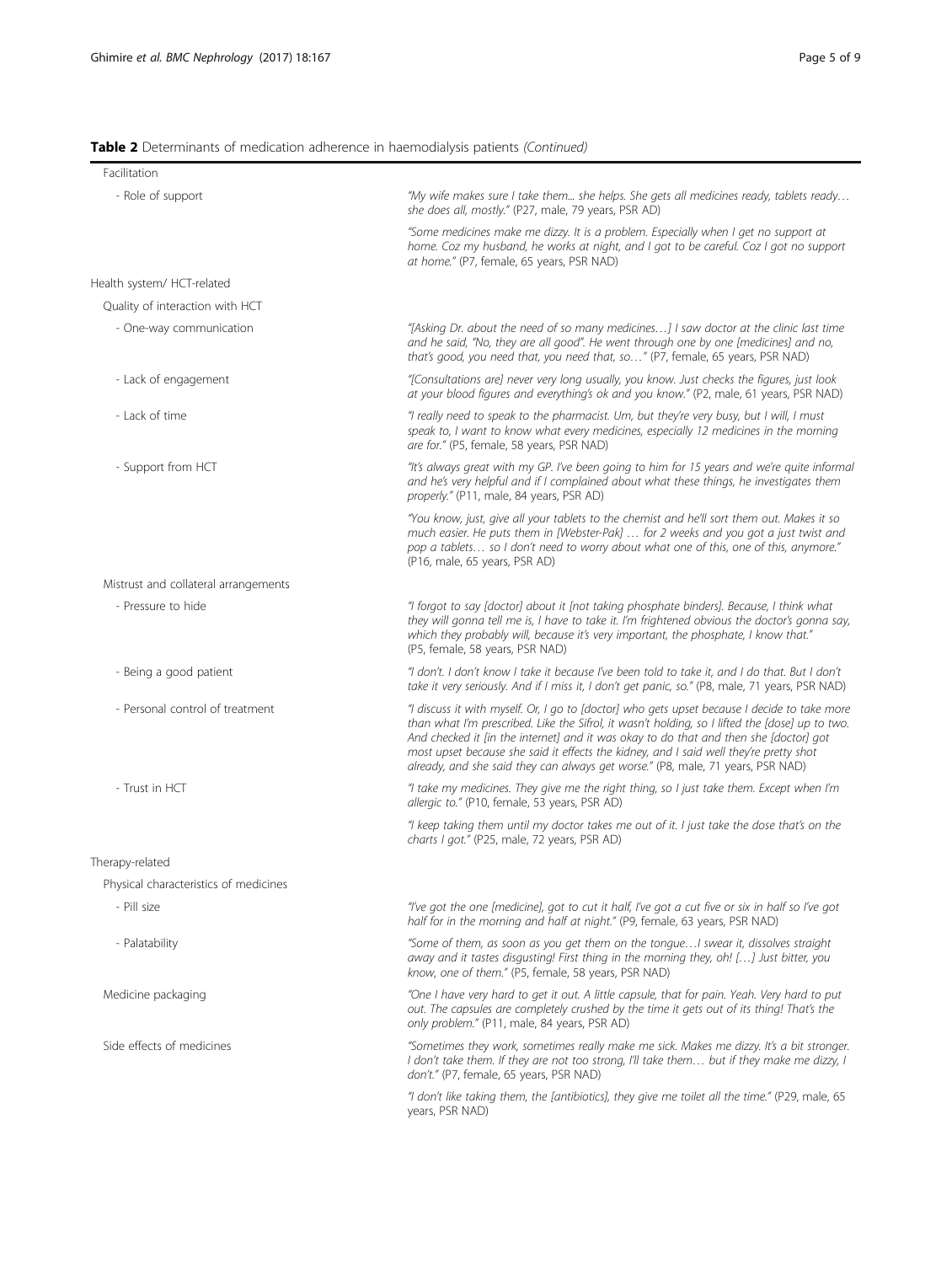**Table 2** Determinants of medication adherence in haemodialysis patients *(Continued)*

| | |
|---|---|
| Facilitation | |
| - Role of support | *"My wife makes sure I take them... she helps. She gets all medicines ready, tablets ready… she does all, mostly."* (P27, male, 79 years, PSR AD) |
| | *"Some medicines make me dizzy. It is a problem. Especially when I get no support at home. Coz my husband, he works at night, and I got to be careful. Coz I got no support at home."* (P7, female, 65 years, PSR NAD) |
| Health system/ HCT-related | |
| Quality of interaction with HCT | |
| - One-way communication | *"[Asking Dr. about the need of so many medicines…] I saw doctor at the clinic last time and he said, "No, they are all good". He went through one by one [medicines] and no, that's good, you need that, you need that, so…"* (P7, female, 65 years, PSR NAD) |
| - Lack of engagement | *"[Consultations are] never very long usually, you know. Just checks the figures, just look at your blood figures and everything's ok and you know."* (P2, male, 61 years, PSR NAD) |
| - Lack of time | *"I really need to speak to the pharmacist. Um, but they're very busy, but I will, I must speak to, I want to know what every medicines, especially 12 medicines in the morning are for."* (P5, female, 58 years, PSR NAD) |
| - Support from HCT | *"It's always great with my GP. I've been going to him for 15 years and we're quite informal and he's very helpful and if I complained about what these things, he investigates them properly."* (P11, male, 84 years, PSR AD) |
| | *"You know, just, give all your tablets to the chemist and he'll sort them out. Makes it so much easier. He puts them in [Webster-Pak] … for 2 weeks and you got a just twist and pop a tablets… so I don't need to worry about what one of this, one of this, anymore."* (P16, male, 65 years, PSR AD) |
| Mistrust and collateral arrangements | |
| - Pressure to hide | *"I forgot to say [doctor] about it [not taking phosphate binders]. Because, I think what they will gonna tell me is, I have to take it. I'm frightened obvious the doctor's gonna say, which they probably will, because it's very important, the phosphate, I know that."* (P5, female, 58 years, PSR NAD) |
| - Being a good patient | *"I don't. I don't know I take it because I've been told to take it, and I do that. But I don't take it very seriously. And if I miss it, I don't get panic, so."* (P8, male, 71 years, PSR NAD) |
| - Personal control of treatment | *"I discuss it with myself. Or, I go to [doctor] who gets upset because I decide to take more than what I'm prescribed. Like the Sifrol, it wasn't holding, so I lifted the [dose] up to two. And checked it [in the internet] and it was okay to do that and then she [doctor] got most upset because she said it effects the kidney, and I said well they're pretty shot already, and she said they can always get worse."* (P8, male, 71 years, PSR NAD) |
| - Trust in HCT | *"I take my medicines. They give me the right thing, so I just take them. Except when I'm allergic to."* (P10, female, 53 years, PSR AD) |
| | *"I keep taking them until my doctor takes me out of it. I just take the dose that's on the charts I got."* (P25, male, 72 years, PSR AD) |
| Therapy-related | |
| Physical characteristics of medicines | |
| - Pill size | *"I've got the one [medicine], got to cut it half, I've got a cut five or six in half so I've got half for in the morning and half at night."* (P9, female, 63 years, PSR NAD) |
| - Palatability | *"Some of them, as soon as you get them on the tongue…I swear it, dissolves straight away and it tastes disgusting! First thing in the morning they, oh! […] Just bitter, you know, one of them."* (P5, female, 58 years, PSR NAD) |
| Medicine packaging | *"One I have very hard to get it out. A little capsule, that for pain. Yeah. Very hard to put out. The capsules are completely crushed by the time it gets out of its thing! That's the only problem."* (P11, male, 84 years, PSR AD) |
| Side effects of medicines | *"Sometimes they work, sometimes really make me sick. Makes me dizzy. It's a bit stronger. I don't take them. If they are not too strong, I'll take them… but if they make me dizzy, I don't."* (P7, female, 65 years, PSR NAD) |
| | *"I don't like taking them, the [antibiotics], they give me toilet all the time."* (P29, male, 65 years, PSR NAD) |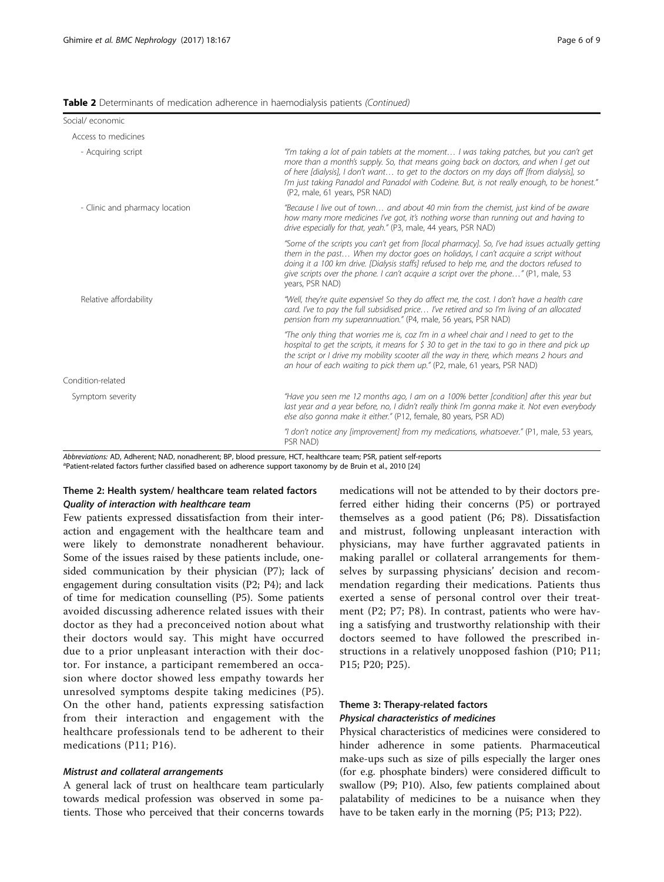**Table 2** Determinants of medication adherence in haemodialysis patients *(Continued)*

| | |
|---|---|
| Social/ economic | |
| Access to medicines | |
| - Acquiring script | *"I'm taking a lot of pain tablets at the moment… I was taking patches, but you can't get more than a month's supply. So, that means going back on doctors, and when I get out of here [dialysis], I don't want… to get to the doctors on my days off [from dialysis], so I'm just taking Panadol and Panadol with Codeine. But, is not really enough, to be honest."* (P2, male, 61 years, PSR NAD) |
| - Clinic and pharmacy location | *"Because I live out of town… and about 40 min from the chemist, just kind of be aware how many more medicines I've got, it's nothing worse than running out and having to drive especially for that, yeah."* (P3, male, 44 years, PSR NAD) |
| | *"Some of the scripts you can't get from [local pharmacy]. So, I've had issues actually getting them in the past… When my doctor goes on holidays, I can't acquire a script without doing it a 100 km drive. [Dialysis staffs] refused to help me, and the doctors refused to give scripts over the phone. I can't acquire a script over the phone…"* (P1, male, 53 years, PSR NAD) |
| Relative affordability | *"Well, they're quite expensive! So they do affect me, the cost. I don't have a health care card. I've to pay the full subsidised price… I've retired and so I'm living of an allocated pension from my superannuation."* (P4, male, 56 years, PSR NAD) |
| | *"The only thing that worries me is, coz I'm in a wheel chair and I need to get to the hospital to get the scripts, it means for $ 30 to get in the taxi to go in there and pick up the script or I drive my mobility scooter all the way in there, which means 2 hours and an hour of each waiting to pick them up."* (P2, male, 61 years, PSR NAD) |
| Condition-related | |
| Symptom severity | *"Have you seen me 12 months ago, I am on a 100% better [condition] after this year but last year and a year before, no, I didn't really think I'm gonna make it. Not even everybody else also gonna make it either."* (P12, female, 80 years, PSR AD) |
| | *"I don't notice any [improvement] from my medications, whatsoever."* (P1, male, 53 years, PSR NAD) |

*Abbreviations:* AD, Adherent; NAD, nonadherent; BP, blood pressure, HCT, healthcare team; PSR, patient self-reports
[a]Patient-related factors further classified based on adherence support taxonomy by de Bruin et al., 2010 [24]

### Theme 2: Health system/ healthcare team related factors

#### *Quality of interaction with healthcare team*

Few patients expressed dissatisfaction from their interaction and engagement with the healthcare team and were likely to demonstrate nonadherent behaviour. Some of the issues raised by these patients include, one-sided communication by their physician (P7); lack of engagement during consultation visits (P2; P4); and lack of time for medication counselling (P5). Some patients avoided discussing adherence related issues with their doctor as they had a preconceived notion about what their doctors would say. This might have occurred due to a prior unpleasant interaction with their doctor. For instance, a participant remembered an occasion where doctor showed less empathy towards her unresolved symptoms despite taking medicines (P5). On the other hand, patients expressing satisfaction from their interaction and engagement with the healthcare professionals tend to be adherent to their medications (P11; P16).

#### *Mistrust and collateral arrangements*

A general lack of trust on healthcare team particularly towards medical profession was observed in some patients. Those who perceived that their concerns towards medications will not be attended to by their doctors preferred either hiding their concerns (P5) or portrayed themselves as a good patient (P6; P8). Dissatisfaction and mistrust, following unpleasant interaction with physicians, may have further aggravated patients in making parallel or collateral arrangements for themselves by surpassing physicians' decision and recommendation regarding their medications. Patients thus exerted a sense of personal control over their treatment (P2; P7; P8). In contrast, patients who were having a satisfying and trustworthy relationship with their doctors seemed to have followed the prescribed instructions in a relatively unopposed fashion (P10; P11; P15; P20; P25).

### Theme 3: Therapy-related factors

#### *Physical characteristics of medicines*

Physical characteristics of medicines were considered to hinder adherence in some patients. Pharmaceutical make-ups such as size of pills especially the larger ones (for e.g. phosphate binders) were considered difficult to swallow (P9; P10). Also, few patients complained about palatability of medicines to be a nuisance when they have to be taken early in the morning (P5; P13; P22).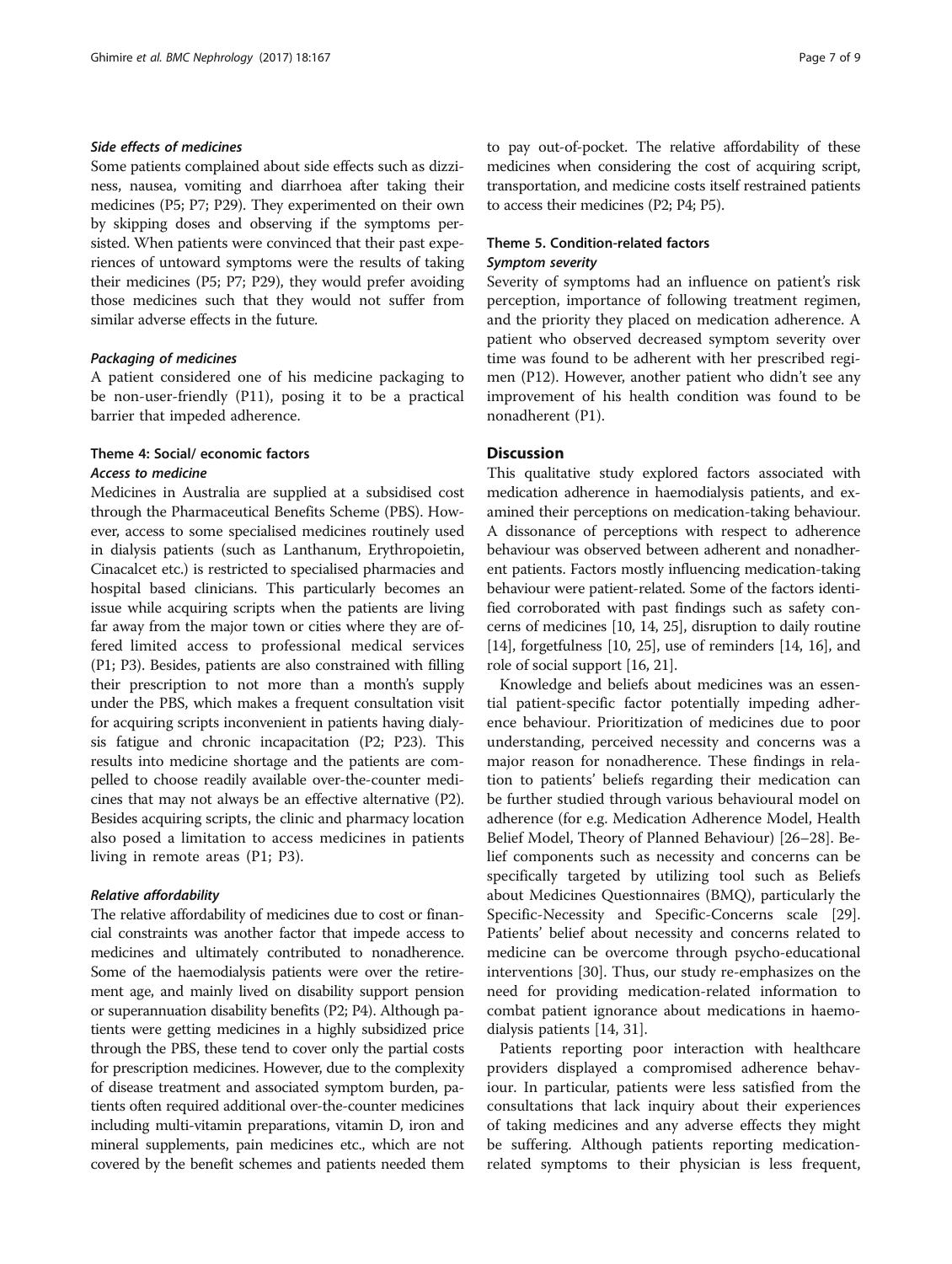#### *Side effects of medicines*

Some patients complained about side effects such as dizziness, nausea, vomiting and diarrhoea after taking their medicines (P5; P7; P29). They experimented on their own by skipping doses and observing if the symptoms persisted. When patients were convinced that their past experiences of untoward symptoms were the results of taking their medicines (P5; P7; P29), they would prefer avoiding those medicines such that they would not suffer from similar adverse effects in the future.

#### *Packaging of medicines*

A patient considered one of his medicine packaging to be non-user-friendly (P11), posing it to be a practical barrier that impeded adherence.

### Theme 4: Social/ economic factors

#### *Access to medicine*

Medicines in Australia are supplied at a subsidised cost through the Pharmaceutical Benefits Scheme (PBS). However, access to some specialised medicines routinely used in dialysis patients (such as Lanthanum, Erythropoietin, Cinacalcet etc.) is restricted to specialised pharmacies and hospital based clinicians. This particularly becomes an issue while acquiring scripts when the patients are living far away from the major town or cities where they are offered limited access to professional medical services (P1; P3). Besides, patients are also constrained with filling their prescription to not more than a month's supply under the PBS, which makes a frequent consultation visit for acquiring scripts inconvenient in patients having dialysis fatigue and chronic incapacitation (P2; P23). This results into medicine shortage and the patients are compelled to choose readily available over-the-counter medicines that may not always be an effective alternative (P2). Besides acquiring scripts, the clinic and pharmacy location also posed a limitation to access medicines in patients living in remote areas (P1; P3).

#### *Relative affordability*

The relative affordability of medicines due to cost or financial constraints was another factor that impede access to medicines and ultimately contributed to nonadherence. Some of the haemodialysis patients were over the retirement age, and mainly lived on disability support pension or superannuation disability benefits (P2; P4). Although patients were getting medicines in a highly subsidized price through the PBS, these tend to cover only the partial costs for prescription medicines. However, due to the complexity of disease treatment and associated symptom burden, patients often required additional over-the-counter medicines including multi-vitamin preparations, vitamin D, iron and mineral supplements, pain medicines etc., which are not covered by the benefit schemes and patients needed them to pay out-of-pocket. The relative affordability of these medicines when considering the cost of acquiring script, transportation, and medicine costs itself restrained patients to access their medicines (P2; P4; P5).

### Theme 5. Condition-related factors

#### *Symptom severity*

Severity of symptoms had an influence on patient's risk perception, importance of following treatment regimen, and the priority they placed on medication adherence. A patient who observed decreased symptom severity over time was found to be adherent with her prescribed regimen (P12). However, another patient who didn't see any improvement of his health condition was found to be nonadherent (P1).

## Discussion

This qualitative study explored factors associated with medication adherence in haemodialysis patients, and examined their perceptions on medication-taking behaviour. A dissonance of perceptions with respect to adherence behaviour was observed between adherent and nonadherent patients. Factors mostly influencing medication-taking behaviour were patient-related. Some of the factors identified corroborated with past findings such as safety concerns of medicines [10, 14, 25], disruption to daily routine [14], forgetfulness [10, 25], use of reminders [14, 16], and role of social support [16, 21].

Knowledge and beliefs about medicines was an essential patient-specific factor potentially impeding adherence behaviour. Prioritization of medicines due to poor understanding, perceived necessity and concerns was a major reason for nonadherence. These findings in relation to patients' beliefs regarding their medication can be further studied through various behavioural model on adherence (for e.g. Medication Adherence Model, Health Belief Model, Theory of Planned Behaviour) [26–28]. Belief components such as necessity and concerns can be specifically targeted by utilizing tool such as Beliefs about Medicines Questionnaires (BMQ), particularly the Specific-Necessity and Specific-Concerns scale [29]. Patients' belief about necessity and concerns related to medicine can be overcome through psycho-educational interventions [30]. Thus, our study re-emphasizes on the need for providing medication-related information to combat patient ignorance about medications in haemodialysis patients [14, 31].

Patients reporting poor interaction with healthcare providers displayed a compromised adherence behaviour. In particular, patients were less satisfied from the consultations that lack inquiry about their experiences of taking medicines and any adverse effects they might be suffering. Although patients reporting medication-related symptoms to their physician is less frequent,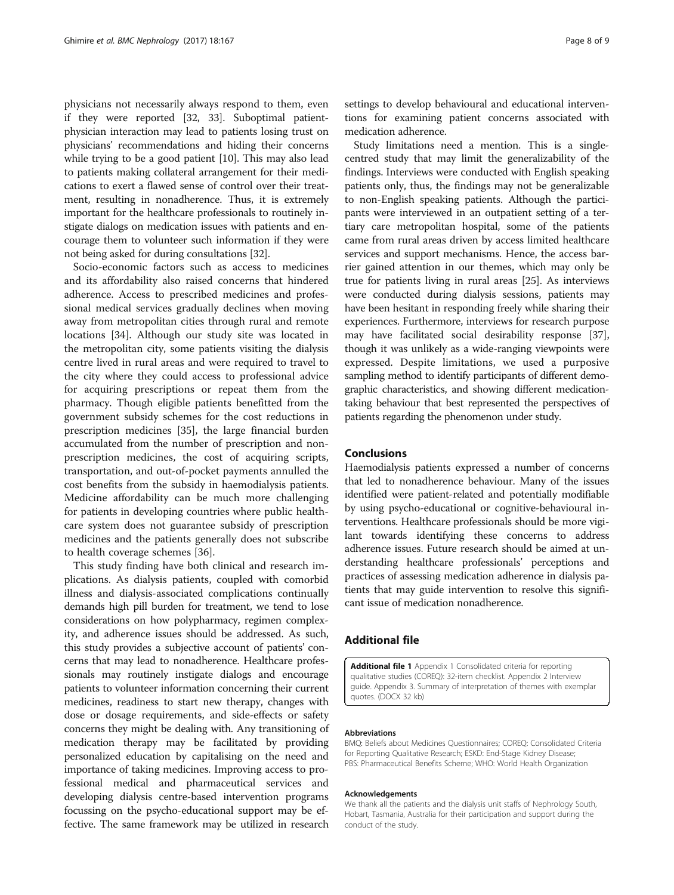physicians not necessarily always respond to them, even if they were reported [32, 33]. Suboptimal patient-physician interaction may lead to patients losing trust on physicians' recommendations and hiding their concerns while trying to be a good patient [10]. This may also lead to patients making collateral arrangement for their medications to exert a flawed sense of control over their treatment, resulting in nonadherence. Thus, it is extremely important for the healthcare professionals to routinely instigate dialogs on medication issues with patients and encourage them to volunteer such information if they were not being asked for during consultations [32].

Socio-economic factors such as access to medicines and its affordability also raised concerns that hindered adherence. Access to prescribed medicines and professional medical services gradually declines when moving away from metropolitan cities through rural and remote locations [34]. Although our study site was located in the metropolitan city, some patients visiting the dialysis centre lived in rural areas and were required to travel to the city where they could access to professional advice for acquiring prescriptions or repeat them from the pharmacy. Though eligible patients benefitted from the government subsidy schemes for the cost reductions in prescription medicines [35], the large financial burden accumulated from the number of prescription and non-prescription medicines, the cost of acquiring scripts, transportation, and out-of-pocket payments annulled the cost benefits from the subsidy in haemodialysis patients. Medicine affordability can be much more challenging for patients in developing countries where public healthcare system does not guarantee subsidy of prescription medicines and the patients generally does not subscribe to health coverage schemes [36].

This study finding have both clinical and research implications. As dialysis patients, coupled with comorbid illness and dialysis-associated complications continually demands high pill burden for treatment, we tend to lose considerations on how polypharmacy, regimen complexity, and adherence issues should be addressed. As such, this study provides a subjective account of patients' concerns that may lead to nonadherence. Healthcare professionals may routinely instigate dialogs and encourage patients to volunteer information concerning their current medicines, readiness to start new therapy, changes with dose or dosage requirements, and side-effects or safety concerns they might be dealing with. Any transitioning of medication therapy may be facilitated by providing personalized education by capitalising on the need and importance of taking medicines. Improving access to professional medical and pharmaceutical services and developing dialysis centre-based intervention programs focussing on the psycho-educational support may be effective. The same framework may be utilized in research settings to develop behavioural and educational interventions for examining patient concerns associated with medication adherence.

Study limitations need a mention. This is a single-centred study that may limit the generalizability of the findings. Interviews were conducted with English speaking patients only, thus, the findings may not be generalizable to non-English speaking patients. Although the participants were interviewed in an outpatient setting of a tertiary care metropolitan hospital, some of the patients came from rural areas driven by access limited healthcare services and support mechanisms. Hence, the access barrier gained attention in our themes, which may only be true for patients living in rural areas [25]. As interviews were conducted during dialysis sessions, patients may have been hesitant in responding freely while sharing their experiences. Furthermore, interviews for research purpose may have facilitated social desirability response [37], though it was unlikely as a wide-ranging viewpoints were expressed. Despite limitations, we used a purposive sampling method to identify participants of different demographic characteristics, and showing different medication-taking behaviour that best represented the perspectives of patients regarding the phenomenon under study.

## Conclusions

Haemodialysis patients expressed a number of concerns that led to nonadherence behaviour. Many of the issues identified were patient-related and potentially modifiable by using psycho-educational or cognitive-behavioural interventions. Healthcare professionals should be more vigilant towards identifying these concerns to address adherence issues. Future research should be aimed at understanding healthcare professionals' perceptions and practices of assessing medication adherence in dialysis patients that may guide intervention to resolve this significant issue of medication nonadherence.

## Additional file

**Additional file 1** Appendix 1 Consolidated criteria for reporting qualitative studies (COREQ): 32-item checklist. Appendix 2 Interview guide. Appendix 3. Summary of interpretation of themes with exemplar quotes. (DOCX 32 kb)

#### Abbreviations

BMQ: Beliefs about Medicines Questionnaires; COREQ: Consolidated Criteria for Reporting Qualitative Research; ESKD: End-Stage Kidney Disease; PBS: Pharmaceutical Benefits Scheme; WHO: World Health Organization

#### Acknowledgements

We thank all the patients and the dialysis unit staffs of Nephrology South, Hobart, Tasmania, Australia for their participation and support during the conduct of the study.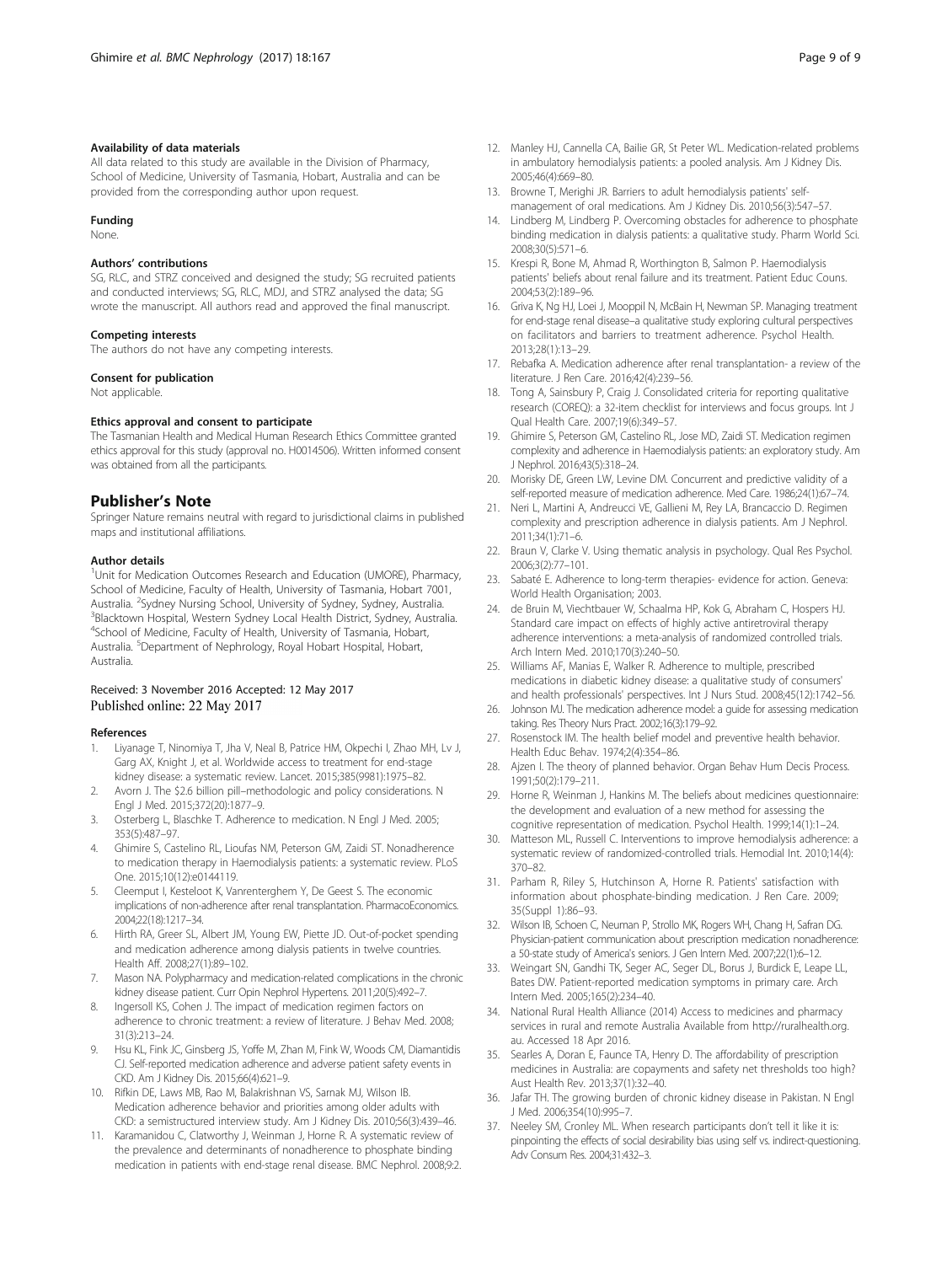#### Availability of data materials

All data related to this study are available in the Division of Pharmacy, School of Medicine, University of Tasmania, Hobart, Australia and can be provided from the corresponding author upon request.

#### Funding

None.

#### Authors' contributions

SG, RLC, and STRZ conceived and designed the study; SG recruited patients and conducted interviews; SG, RLC, MDJ, and STRZ analysed the data; SG wrote the manuscript. All authors read and approved the final manuscript.

#### Competing interests

The authors do not have any competing interests.

#### Consent for publication

Not applicable.

#### Ethics approval and consent to participate

The Tasmanian Health and Medical Human Research Ethics Committee granted ethics approval for this study (approval no. H0014506). Written informed consent was obtained from all the participants.

## Publisher's Note

Springer Nature remains neutral with regard to jurisdictional claims in published maps and institutional affiliations.

#### Author details

[1]Unit for Medication Outcomes Research and Education (UMORE), Pharmacy, School of Medicine, Faculty of Health, University of Tasmania, Hobart 7001, Australia. [2]Sydney Nursing School, University of Sydney, Sydney, Australia. [3]Blacktown Hospital, Western Sydney Local Health District, Sydney, Australia. [4]School of Medicine, Faculty of Health, University of Tasmania, Hobart, Australia. [5]Department of Nephrology, Royal Hobart Hospital, Hobart, Australia.

Received: 3 November 2016 Accepted: 12 May 2017
Published online: 22 May 2017

#### References

1. Liyanage T, Ninomiya T, Jha V, Neal B, Patrice HM, Okpechi I, Zhao MH, Lv J, Garg AX, Knight J, et al. Worldwide access to treatment for end-stage kidney disease: a systematic review. Lancet. 2015;385(9981):1975–82.
2. Avorn J. The $2.6 billion pill–methodologic and policy considerations. N Engl J Med. 2015;372(20):1877–9.
3. Osterberg L, Blaschke T. Adherence to medication. N Engl J Med. 2005; 353(5):487–97.
4. Ghimire S, Castelino RL, Lioufas NM, Peterson GM, Zaidi ST. Nonadherence to medication therapy in Haemodialysis patients: a systematic review. PLoS One. 2015;10(12):e0144119.
5. Cleemput I, Kesteloot K, Vanrenterghem Y, De Geest S. The economic implications of non-adherence after renal transplantation. PharmacoEconomics. 2004;22(18):1217–34.
6. Hirth RA, Greer SL, Albert JM, Young EW, Piette JD. Out-of-pocket spending and medication adherence among dialysis patients in twelve countries. Health Aff. 2008;27(1):89–102.
7. Mason NA. Polypharmacy and medication-related complications in the chronic kidney disease patient. Curr Opin Nephrol Hypertens. 2011;20(5):492–7.
8. Ingersoll KS, Cohen J. The impact of medication regimen factors on adherence to chronic treatment: a review of literature. J Behav Med. 2008; 31(3):213–24.
9. Hsu KL, Fink JC, Ginsberg JS, Yoffe M, Zhan M, Fink W, Woods CM, Diamantidis CJ. Self-reported medication adherence and adverse patient safety events in CKD. Am J Kidney Dis. 2015;66(4):621–9.
10. Rifkin DE, Laws MB, Rao M, Balakrishnan VS, Sarnak MJ, Wilson IB. Medication adherence behavior and priorities among older adults with CKD: a semistructured interview study. Am J Kidney Dis. 2010;56(3):439–46.
11. Karamanidou C, Clatworthy J, Weinman J, Horne R. A systematic review of the prevalence and determinants of nonadherence to phosphate binding medication in patients with end-stage renal disease. BMC Nephrol. 2008;9:2.
12. Manley HJ, Cannella CA, Bailie GR, St Peter WL. Medication-related problems in ambulatory hemodialysis patients: a pooled analysis. Am J Kidney Dis. 2005;46(4):669–80.
13. Browne T, Merighi JR. Barriers to adult hemodialysis patients' self-management of oral medications. Am J Kidney Dis. 2010;56(3):547–57.
14. Lindberg M, Lindberg P. Overcoming obstacles for adherence to phosphate binding medication in dialysis patients: a qualitative study. Pharm World Sci. 2008;30(5):571–6.
15. Krespi R, Bone M, Ahmad R, Worthington B, Salmon P. Haemodialysis patients' beliefs about renal failure and its treatment. Patient Educ Couns. 2004;53(2):189–96.
16. Griva K, Ng HJ, Loei J, Mooppil N, McBain H, Newman SP. Managing treatment for end-stage renal disease–a qualitative study exploring cultural perspectives on facilitators and barriers to treatment adherence. Psychol Health. 2013;28(1):13–29.
17. Rebafka A. Medication adherence after renal transplantation- a review of the literature. J Ren Care. 2016;42(4):239–56.
18. Tong A, Sainsbury P, Craig J. Consolidated criteria for reporting qualitative research (COREQ): a 32-item checklist for interviews and focus groups. Int J Qual Health Care. 2007;19(6):349–57.
19. Ghimire S, Peterson GM, Castelino RL, Jose MD, Zaidi ST. Medication regimen complexity and adherence in Haemodialysis patients: an exploratory study. Am J Nephrol. 2016;43(5):318–24.
20. Morisky DE, Green LW, Levine DM. Concurrent and predictive validity of a self-reported measure of medication adherence. Med Care. 1986;24(1):67–74.
21. Neri L, Martini A, Andreucci VE, Gallieni M, Rey LA, Brancaccio D. Regimen complexity and prescription adherence in dialysis patients. Am J Nephrol. 2011;34(1):71–6.
22. Braun V, Clarke V. Using thematic analysis in psychology. Qual Res Psychol. 2006;3(2):77–101.
23. Sabaté E. Adherence to long-term therapies- evidence for action. Geneva: World Health Organisation; 2003.
24. de Bruin M, Viechtbauer W, Schaalma HP, Kok G, Abraham C, Hospers HJ. Standard care impact on effects of highly active antiretroviral therapy adherence interventions: a meta-analysis of randomized controlled trials. Arch Intern Med. 2010;170(3):240–50.
25. Williams AF, Manias E, Walker R. Adherence to multiple, prescribed medications in diabetic kidney disease: a qualitative study of consumers' and health professionals' perspectives. Int J Nurs Stud. 2008;45(12):1742–56.
26. Johnson MJ. The medication adherence model: a guide for assessing medication taking. Res Theory Nurs Pract. 2002;16(3):179–92.
27. Rosenstock IM. The health belief model and preventive health behavior. Health Educ Behav. 1974;2(4):354–86.
28. Ajzen I. The theory of planned behavior. Organ Behav Hum Decis Process. 1991;50(2):179–211.
29. Horne R, Weinman J, Hankins M. The beliefs about medicines questionnaire: the development and evaluation of a new method for assessing the cognitive representation of medication. Psychol Health. 1999;14(1):1–24.
30. Matteson ML, Russell C. Interventions to improve hemodialysis adherence: a systematic review of randomized-controlled trials. Hemodial Int. 2010;14(4): 370–82.
31. Parham R, Riley S, Hutchinson A, Horne R. Patients' satisfaction with information about phosphate-binding medication. J Ren Care. 2009; 35(Suppl 1):86–93.
32. Wilson IB, Schoen C, Neuman P, Strollo MK, Rogers WH, Chang H, Safran DG. Physician-patient communication about prescription medication nonadherence: a 50-state study of America's seniors. J Gen Intern Med. 2007;22(1):6–12.
33. Weingart SN, Gandhi TK, Seger AC, Seger DL, Borus J, Burdick E, Leape LL, Bates DW. Patient-reported medication symptoms in primary care. Arch Intern Med. 2005;165(2):234–40.
34. National Rural Health Alliance (2014) Access to medicines and pharmacy services in rural and remote Australia Available from http://ruralhealth.org.au. Accessed 18 Apr 2016.
35. Searles A, Doran E, Faunce TA, Henry D. The affordability of prescription medicines in Australia: are copayments and safety net thresholds too high? Aust Health Rev. 2013;37(1):32–40.
36. Jafar TH. The growing burden of chronic kidney disease in Pakistan. N Engl J Med. 2006;354(10):995–7.
37. Neeley SM, Cronley ML. When research participants don't tell it like it is: pinpointing the effects of social desirability bias using self vs. indirect-questioning. Adv Consum Res. 2004;31:432–3.